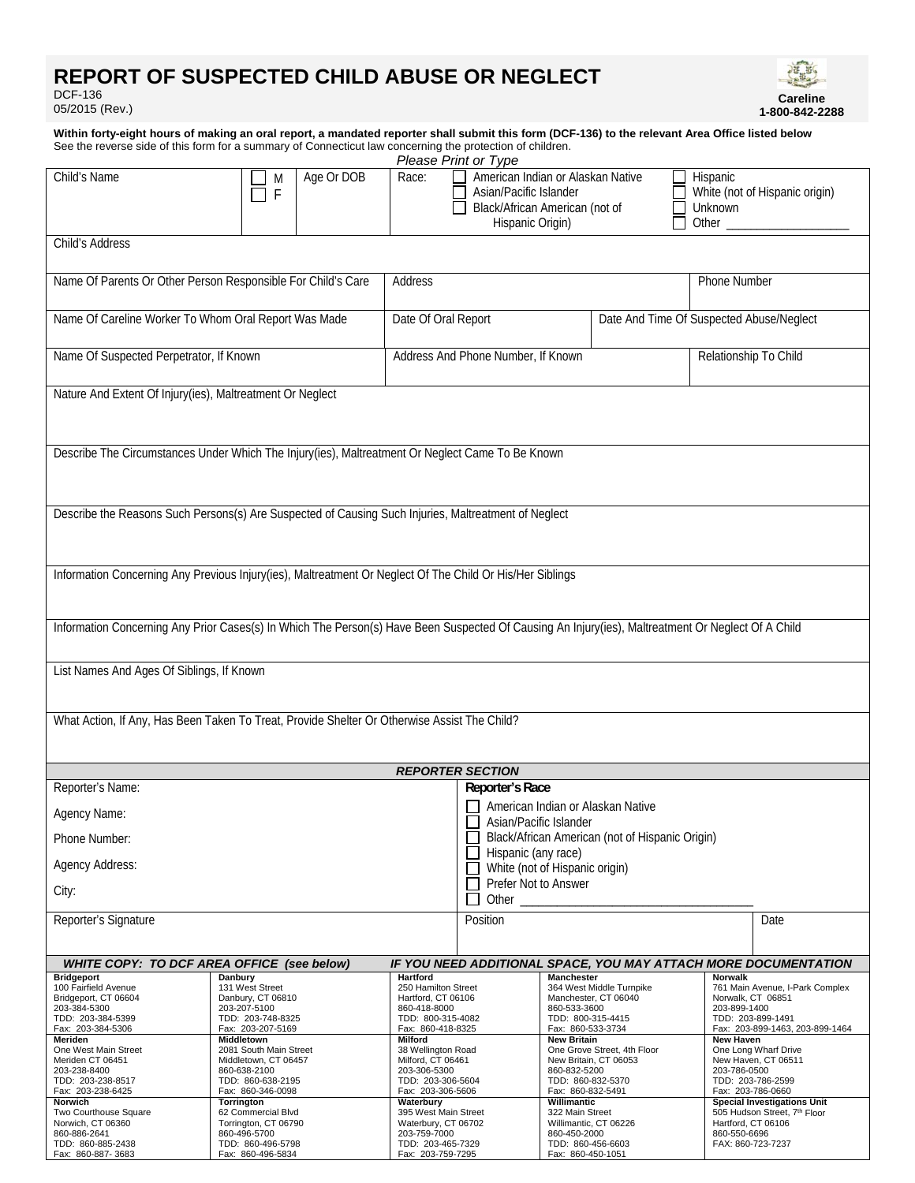# REPORT OF SUSPECTED CHILD ABUSE OR NEGLECT

DCF-136
05/2015 (Rev.)

**Careline**
**1-800-842-2288**

**Within forty-eight hours of making an oral report, a mandated reporter shall submit this form (DCF-136) to the relevant Area Office listed below**
See the reverse side of this form for a summary of Connecticut law concerning the protection of children.

*Please Print or Type*

| Child's Name | ☐ M ☐ F | Age Or DOB | Race: ☐ American Indian or Alaskan Native ☐ Asian/Pacific Islander ☐ Black/African American (not of Hispanic Origin) ☐ Hispanic ☐ White (not of Hispanic origin) ☐ Unknown ☐ Other ___________________ |
|---|---|---|---|

Child's Address

| Name Of Parents Or Other Person Responsible For Child's Care | Address | Phone Number |
|---|---|---|

| Name Of Careline Worker To Whom Oral Report Was Made | Date Of Oral Report | Date And Time Of Suspected Abuse/Neglect |
|---|---|---|

| Name Of Suspected Perpetrator, If Known | Address And Phone Number, If Known | Relationship To Child |
|---|---|---|

Nature And Extent Of Injury(ies), Maltreatment Or Neglect

Describe The Circumstances Under Which The Injury(ies), Maltreatment Or Neglect Came To Be Known

Describe the Reasons Such Persons(s) Are Suspected of Causing Such Injuries, Maltreatment of Neglect

Information Concerning Any Previous Injury(ies), Maltreatment Or Neglect Of The Child Or His/Her Siblings

Information Concerning Any Prior Cases(s) In Which The Person(s) Have Been Suspected Of Causing An Injury(ies), Maltreatment Or Neglect Of A Child

List Names And Ages Of Siblings, If Known

What Action, If Any, Has Been Taken To Treat, Provide Shelter Or Otherwise Assist The Child?

## *REPORTER SECTION*

| Reporter's Name: | **Reporter's Race** |
|---|---|
| Agency Name: | ☐ American Indian or Alaskan Native ☐ Asian/Pacific Islander |
| Phone Number: | ☐ Black/African American (not of Hispanic Origin) ☐ Hispanic (any race) |
| Agency Address: | ☐ White (not of Hispanic origin) ☐ Prefer Not to Answer |
| City: | ☐ Other ____________________________________ |

| Reporter's Signature | Position | Date |
|---|---|---|

***WHITE COPY: TO DCF AREA OFFICE (see below)*** ***IF YOU NEED ADDITIONAL SPACE, YOU MAY ATTACH MORE DOCUMENTATION***

| **Bridgeport** | **Danbury** | **Hartford** | **Manchester** | **Norwalk** |
|---|---|---|---|---|
| 100 Fairfield Avenue<br>Bridgeport, CT 06604<br>203-384-5300<br>TDD: 203-384-5399<br>Fax: 203-384-5306 | 131 West Street<br>Danbury, CT 06810<br>203-207-5100<br>TDD: 203-748-8325<br>Fax: 203-207-5169 | 250 Hamilton Street<br>Hartford, CT 06106<br>860-418-8000<br>TDD: 800-315-4082<br>Fax: 860-418-8325 | 364 West Middle Turnpike<br>Manchester, CT 06040<br>860-533-3600<br>TDD: 800-315-4415<br>Fax: 860-533-3734 | 761 Main Avenue, I-Park Complex<br>Norwalk, CT 06851<br>203-899-1400<br>TDD: 203-899-1491<br>Fax: 203-899-1463, 203-899-1464 |
| **Meriden**<br>One West Main Street<br>Meriden CT 06451<br>203-238-8400<br>TDD: 203-238-8517<br>Fax: 203-238-6425 | **Middletown**<br>2081 South Main Street<br>Middletown, CT 06457<br>860-638-2100<br>TDD: 860-638-2195<br>Fax: 860-346-0098 | **Milford**<br>38 Wellington Road<br>Milford, CT 06461<br>203-306-5300<br>TDD: 203-306-5604<br>Fax: 203-306-5606 | **New Britain**<br>One Grove Street, 4th Floor<br>New Britain, CT 06053<br>860-832-5200<br>TDD: 860-832-5370<br>Fax: 860-832-5491 | **New Haven**<br>One Long Wharf Drive<br>New Haven, CT 06511<br>203-786-0500<br>TDD: 203-786-2599<br>Fax: 203-786-0660 |
| **Norwich**<br>Two Courthouse Square<br>Norwich, CT 06360<br>860-886-2641<br>TDD: 860-885-2438<br>Fax: 860-887- 3683 | **Torrington**<br>62 Commercial Blvd<br>Torrington, CT 06790<br>860-496-5700<br>TDD: 860-496-5798<br>Fax: 860-496-5834 | **Waterbury**<br>395 West Main Street<br>Waterbury, CT 06702<br>203-759-7000<br>TDD: 203-465-7329<br>Fax: 203-759-7295 | **Willimantic**<br>322 Main Street<br>Willimantic, CT 06226<br>860-450-2000<br>TDD: 860-456-6603<br>Fax: 860-450-1051 | **Special Investigations Unit**<br>505 Hudson Street, 7th Floor<br>Hartford, CT 06106<br>860-550-6696<br>FAX: 860-723-7237 |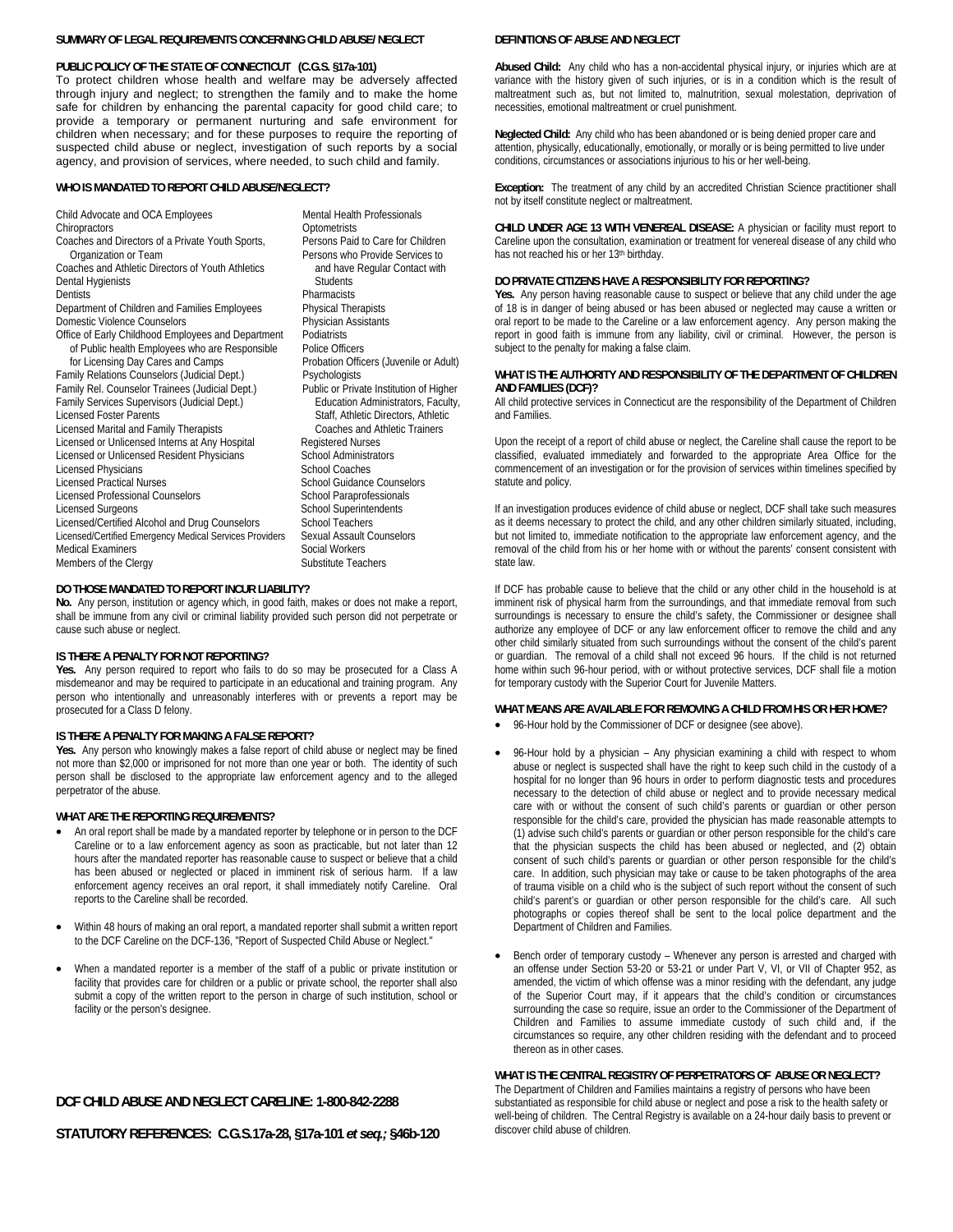## SUMMARY OF LEGAL REQUIREMENTS CONCERNING CHILD ABUSE/ NEGLECT

### PUBLIC POLICY OF THE STATE OF CONNECTICUT (C.G.S. §17a-101)

To protect children whose health and welfare may be adversely affected through injury and neglect; to strengthen the family and to make the home safe for children by enhancing the parental capacity for good child care; to provide a temporary or permanent nurturing and safe environment for children when necessary; and for these purposes to require the reporting of suspected child abuse or neglect, investigation of such reports by a social agency, and provision of services, where needed, to such child and family.

### WHO IS MANDATED TO REPORT CHILD ABUSE/NEGLECT?

- Child Advocate and OCA Employees
- Chiropractors
- Coaches and Directors of a Private Youth Sports, Organization or Team
- Coaches and Athletic Directors of Youth Athletics
- Dental Hygienists
- Dentists
- Department of Children and Families Employees
- Domestic Violence Counselors
- Office of Early Childhood Employees and Department of Public health Employees who are Responsible for Licensing Day Cares and Camps
- Family Relations Counselors (Judicial Dept.)
- Family Rel. Counselor Trainees (Judicial Dept.)
- Family Services Supervisors (Judicial Dept.)
- Licensed Foster Parents
- Licensed Marital and Family Therapists
- Licensed or Unlicensed Interns at Any Hospital
- Licensed or Unlicensed Resident Physicians
- Licensed Physicians
- Licensed Practical Nurses
- Licensed Professional Counselors
- Licensed Surgeons
- Licensed/Certified Alcohol and Drug Counselors
- Licensed/Certified Emergency Medical Services Providers
- Medical Examiners
- Members of the Clergy
- Mental Health Professionals
- Optometrists
- Persons Paid to Care for Children
- Persons who Provide Services to and have Regular Contact with Students
- Pharmacists
- Physical Therapists
- Physician Assistants
- Podiatrists
- Police Officers
- Probation Officers (Juvenile or Adult)
- Psychologists
- Public or Private Institution of Higher Education Administrators, Faculty, Staff, Athletic Directors, Athletic Coaches and Athletic Trainers
- Registered Nurses
- School Administrators
- School Coaches
- School Guidance Counselors
- School Paraprofessionals
- School Superintendents
- School Teachers
- Sexual Assault Counselors
- Social Workers
- Substitute Teachers

### DO THOSE MANDATED TO REPORT INCUR LIABILITY?

**No.** Any person, institution or agency which, in good faith, makes or does not make a report, shall be immune from any civil or criminal liability provided such person did not perpetrate or cause such abuse or neglect.

### IS THERE A PENALTY FOR NOT REPORTING?

**Yes.** Any person required to report who fails to do so may be prosecuted for a Class A misdemeanor and may be required to participate in an educational and training program. Any person who intentionally and unreasonably interferes with or prevents a report may be prosecuted for a Class D felony.

### IS THERE A PENALTY FOR MAKING A FALSE REPORT?

**Yes.** Any person who knowingly makes a false report of child abuse or neglect may be fined not more than $2,000 or imprisoned for not more than one year or both. The identity of such person shall be disclosed to the appropriate law enforcement agency and to the alleged perpetrator of the abuse.

### WHAT ARE THE REPORTING REQUIREMENTS?

- An oral report shall be made by a mandated reporter by telephone or in person to the DCF Careline or to a law enforcement agency as soon as practicable, but not later than 12 hours after the mandated reporter has reasonable cause to suspect or believe that a child has been abused or neglected or placed in imminent risk of serious harm. If a law enforcement agency receives an oral report, it shall immediately notify Careline. Oral reports to the Careline shall be recorded.
- Within 48 hours of making an oral report, a mandated reporter shall submit a written report to the DCF Careline on the DCF-136, "Report of Suspected Child Abuse or Neglect."
- When a mandated reporter is a member of the staff of a public or private institution or facility that provides care for children or a public or private school, the reporter shall also submit a copy of the written report to the person in charge of such institution, school or facility or the person's designee.

## DCF CHILD ABUSE AND NEGLECT CARELINE: 1-800-842-2288

## STATUTORY REFERENCES: C.G.S.17a-28, §17a-101 *et seq.;* §46b-120

### DEFINITIONS OF ABUSE AND NEGLECT

**Abused Child:** Any child who has a non-accidental physical injury, or injuries which are at variance with the history given of such injuries, or is in a condition which is the result of maltreatment such as, but not limited to, malnutrition, sexual molestation, deprivation of necessities, emotional maltreatment or cruel punishment.

**Neglected Child:** Any child who has been abandoned or is being denied proper care and attention, physically, educationally, emotionally, or morally or is being permitted to live under conditions, circumstances or associations injurious to his or her well-being.

**Exception:** The treatment of any child by an accredited Christian Science practitioner shall not by itself constitute neglect or maltreatment.

**CHILD UNDER AGE 13 WITH VENEREAL DISEASE:** A physician or facility must report to Careline upon the consultation, examination or treatment for venereal disease of any child who has not reached his or her 13th birthday.

### DO PRIVATE CITIZENS HAVE A RESPONSIBILITY FOR REPORTING?

**Yes.** Any person having reasonable cause to suspect or believe that any child under the age of 18 is in danger of being abused or has been abused or neglected may cause a written or oral report to be made to the Careline or a law enforcement agency. Any person making the report in good faith is immune from any liability, civil or criminal. However, the person is subject to the penalty for making a false claim.

### WHAT IS THE AUTHORITY AND RESPONSIBILITY OF THE DEPARTMENT OF CHILDREN AND FAMILIES (DCF)?

All child protective services in Connecticut are the responsibility of the Department of Children and Families.

Upon the receipt of a report of child abuse or neglect, the Careline shall cause the report to be classified, evaluated immediately and forwarded to the appropriate Area Office for the commencement of an investigation or for the provision of services within timelines specified by statute and policy.

If an investigation produces evidence of child abuse or neglect, DCF shall take such measures as it deems necessary to protect the child, and any other children similarly situated, including, but not limited to, immediate notification to the appropriate law enforcement agency, and the removal of the child from his or her home with or without the parents' consent consistent with state law.

If DCF has probable cause to believe that the child or any other child in the household is at imminent risk of physical harm from the surroundings, and that immediate removal from such surroundings is necessary to ensure the child's safety, the Commissioner or designee shall authorize any employee of DCF or any law enforcement officer to remove the child and any other child similarly situated from such surroundings without the consent of the child's parent or guardian. The removal of a child shall not exceed 96 hours. If the child is not returned home within such 96-hour period, with or without protective services, DCF shall file a motion for temporary custody with the Superior Court for Juvenile Matters.

### WHAT MEANS ARE AVAILABLE FOR REMOVING A CHILD FROM HIS OR HER HOME?

- 96-Hour hold by the Commissioner of DCF or designee (see above).
- 96-Hour hold by a physician – Any physician examining a child with respect to whom abuse or neglect is suspected shall have the right to keep such child in the custody of a hospital for no longer than 96 hours in order to perform diagnostic tests and procedures necessary to the detection of child abuse or neglect and to provide necessary medical care with or without the consent of such child's parents or guardian or other person responsible for the child's care, provided the physician has made reasonable attempts to (1) advise such child's parents or guardian or other person responsible for the child's care that the physician suspects the child has been abused or neglected, and (2) obtain consent of such child's parents or guardian or other person responsible for the child's care. In addition, such physician may take or cause to be taken photographs of the area of trauma visible on a child who is the subject of such report without the consent of such child's parent's or guardian or other person responsible for the child's care. All such photographs or copies thereof shall be sent to the local police department and the Department of Children and Families.
- Bench order of temporary custody – Whenever any person is arrested and charged with an offense under Section 53-20 or 53-21 or under Part V, VI, or VII of Chapter 952, as amended, the victim of which offense was a minor residing with the defendant, any judge of the Superior Court may, if it appears that the child's condition or circumstances surrounding the case so require, issue an order to the Commissioner of the Department of Children and Families to assume immediate custody of such child and, if the circumstances so require, any other children residing with the defendant and to proceed thereon as in other cases.

### WHAT IS THE CENTRAL REGISTRY OF PERPETRATORS OF ABUSE OR NEGLECT?

The Department of Children and Families maintains a registry of persons who have been substantiated as responsible for child abuse or neglect and pose a risk to the health safety or well-being of children. The Central Registry is available on a 24-hour daily basis to prevent or discover child abuse of children.